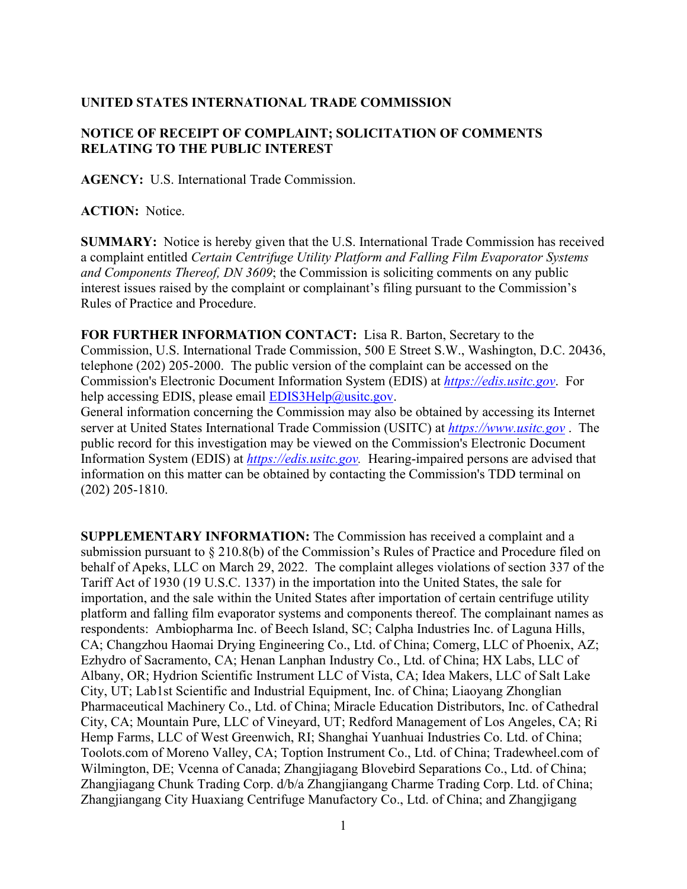**UNITED STATES INTERNATIONAL TRADE COMMISSION**

**NOTICE OF RECEIPT OF COMPLAINT; SOLICITATION OF COMMENTS RELATING TO THE PUBLIC INTEREST**

**AGENCY:** U.S. International Trade Commission.

**ACTION:** Notice.

**SUMMARY:** Notice is hereby given that the U.S. International Trade Commission has received a complaint entitled *Certain Centrifuge Utility Platform and Falling Film Evaporator Systems and Components Thereof, DN 3609*; the Commission is soliciting comments on any public interest issues raised by the complaint or complainant's filing pursuant to the Commission's Rules of Practice and Procedure.

**FOR FURTHER INFORMATION CONTACT:** Lisa R. Barton, Secretary to the Commission, U.S. International Trade Commission, 500 E Street S.W., Washington, D.C. 20436, telephone (202) 205-2000. The public version of the complaint can be accessed on the Commission's Electronic Document Information System (EDIS) at *https://edis.usitc.gov*. For help accessing EDIS, please email EDIS3Help@usitc.gov.
General information concerning the Commission may also be obtained by accessing its Internet server at United States International Trade Commission (USITC) at *https://www.usitc.gov* . The public record for this investigation may be viewed on the Commission's Electronic Document Information System (EDIS) at *https://edis.usitc.gov.* Hearing-impaired persons are advised that information on this matter can be obtained by contacting the Commission's TDD terminal on (202) 205-1810.

**SUPPLEMENTARY INFORMATION:** The Commission has received a complaint and a submission pursuant to § 210.8(b) of the Commission's Rules of Practice and Procedure filed on behalf of Apeks, LLC on March 29, 2022. The complaint alleges violations of section 337 of the Tariff Act of 1930 (19 U.S.C. 1337) in the importation into the United States, the sale for importation, and the sale within the United States after importation of certain centrifuge utility platform and falling film evaporator systems and components thereof. The complainant names as respondents: Ambiopharma Inc. of Beech Island, SC; Calpha Industries Inc. of Laguna Hills, CA; Changzhou Haomai Drying Engineering Co., Ltd. of China; Comerg, LLC of Phoenix, AZ; Ezhydro of Sacramento, CA; Henan Lanphan Industry Co., Ltd. of China; HX Labs, LLC of Albany, OR; Hydrion Scientific Instrument LLC of Vista, CA; Idea Makers, LLC of Salt Lake City, UT; Lab1st Scientific and Industrial Equipment, Inc. of China; Liaoyang Zhonglian Pharmaceutical Machinery Co., Ltd. of China; Miracle Education Distributors, Inc. of Cathedral City, CA; Mountain Pure, LLC of Vineyard, UT; Redford Management of Los Angeles, CA; Ri Hemp Farms, LLC of West Greenwich, RI; Shanghai Yuanhuai Industries Co. Ltd. of China; Toolots.com of Moreno Valley, CA; Toption Instrument Co., Ltd. of China; Tradewheel.com of Wilmington, DE; Vcenna of Canada; Zhangjiagang Blovebird Separations Co., Ltd. of China; Zhangjiangang Chunk Trading Corp. d/b/a Zhangjiangang Charme Trading Corp. Ltd. of China; Zhangjiagang City Huaxiang Centrifuge Manufactory Co., Ltd. of China; and Zhangjigang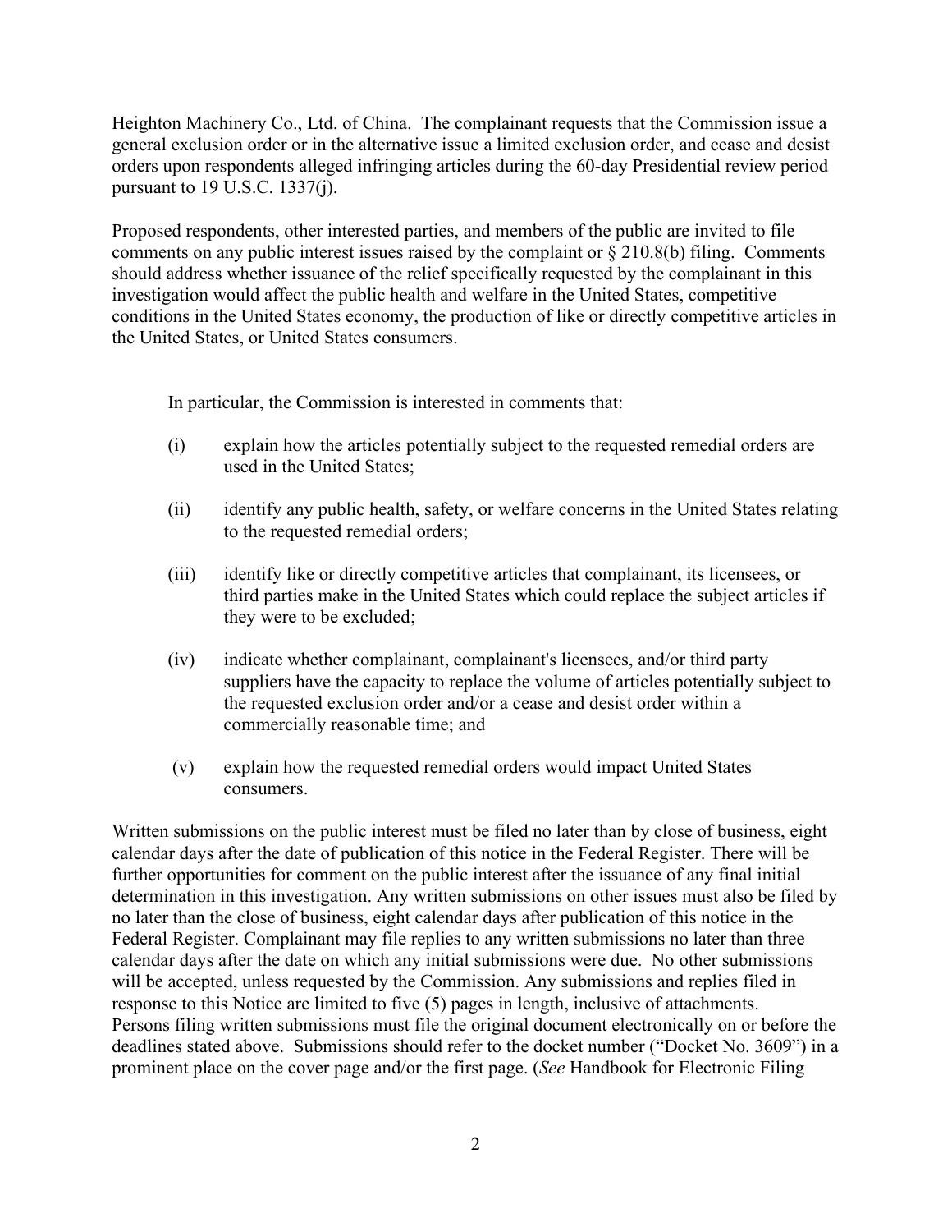Heighton Machinery Co., Ltd. of China. The complainant requests that the Commission issue a general exclusion order or in the alternative issue a limited exclusion order, and cease and desist orders upon respondents alleged infringing articles during the 60-day Presidential review period pursuant to 19 U.S.C. 1337(j).

Proposed respondents, other interested parties, and members of the public are invited to file comments on any public interest issues raised by the complaint or § 210.8(b) filing. Comments should address whether issuance of the relief specifically requested by the complainant in this investigation would affect the public health and welfare in the United States, competitive conditions in the United States economy, the production of like or directly competitive articles in the United States, or United States consumers.

In particular, the Commission is interested in comments that:

(i) explain how the articles potentially subject to the requested remedial orders are used in the United States;

(ii) identify any public health, safety, or welfare concerns in the United States relating to the requested remedial orders;

(iii) identify like or directly competitive articles that complainant, its licensees, or third parties make in the United States which could replace the subject articles if they were to be excluded;

(iv) indicate whether complainant, complainant's licensees, and/or third party suppliers have the capacity to replace the volume of articles potentially subject to the requested exclusion order and/or a cease and desist order within a commercially reasonable time; and

(v) explain how the requested remedial orders would impact United States consumers.

Written submissions on the public interest must be filed no later than by close of business, eight calendar days after the date of publication of this notice in the Federal Register. There will be further opportunities for comment on the public interest after the issuance of any final initial determination in this investigation. Any written submissions on other issues must also be filed by no later than the close of business, eight calendar days after publication of this notice in the Federal Register. Complainant may file replies to any written submissions no later than three calendar days after the date on which any initial submissions were due. No other submissions will be accepted, unless requested by the Commission. Any submissions and replies filed in response to this Notice are limited to five (5) pages in length, inclusive of attachments. Persons filing written submissions must file the original document electronically on or before the deadlines stated above. Submissions should refer to the docket number ("Docket No. 3609") in a prominent place on the cover page and/or the first page. (*See* Handbook for Electronic Filing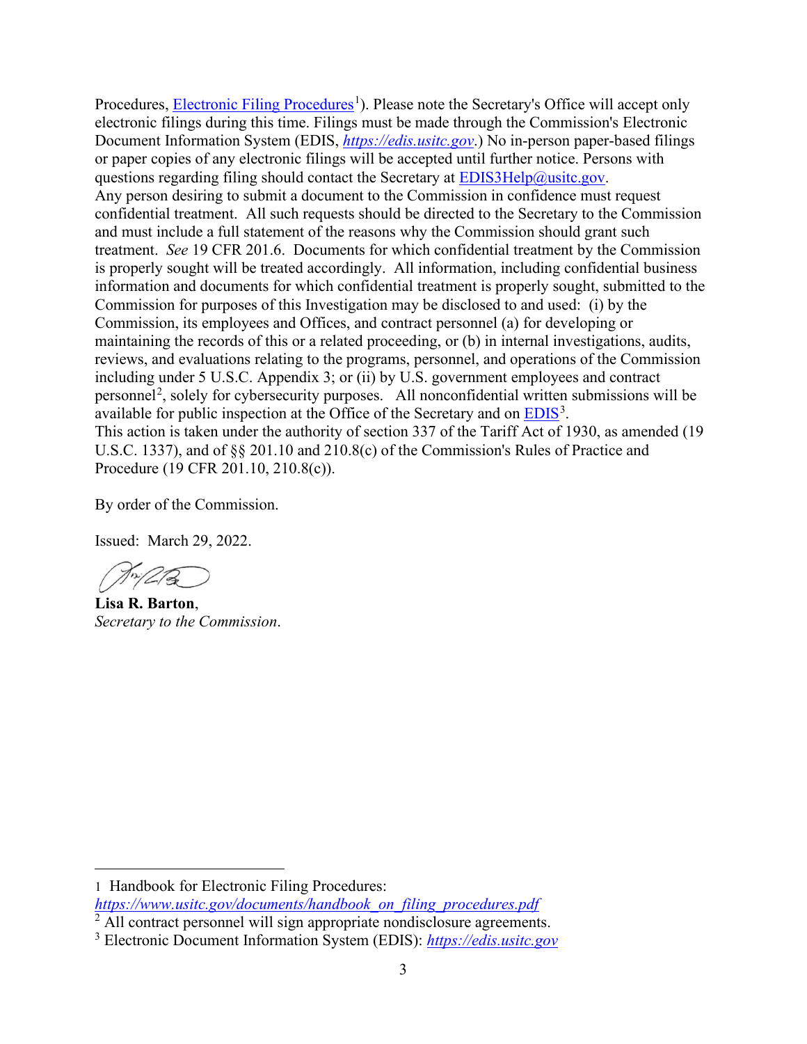Procedures, Electronic Filing Procedures[1]). Please note the Secretary's Office will accept only electronic filings during this time. Filings must be made through the Commission's Electronic Document Information System (EDIS, *https://edis.usitc.gov*.) No in-person paper-based filings or paper copies of any electronic filings will be accepted until further notice. Persons with questions regarding filing should contact the Secretary at EDIS3Help@usitc.gov.

Any person desiring to submit a document to the Commission in confidence must request confidential treatment. All such requests should be directed to the Secretary to the Commission and must include a full statement of the reasons why the Commission should grant such treatment. *See* 19 CFR 201.6. Documents for which confidential treatment by the Commission is properly sought will be treated accordingly. All information, including confidential business information and documents for which confidential treatment is properly sought, submitted to the Commission for purposes of this Investigation may be disclosed to and used: (i) by the Commission, its employees and Offices, and contract personnel (a) for developing or maintaining the records of this or a related proceeding, or (b) in internal investigations, audits, reviews, and evaluations relating to the programs, personnel, and operations of the Commission including under 5 U.S.C. Appendix 3; or (ii) by U.S. government employees and contract personnel[2], solely for cybersecurity purposes. All nonconfidential written submissions will be available for public inspection at the Office of the Secretary and on EDIS[3].

This action is taken under the authority of section 337 of the Tariff Act of 1930, as amended (19 U.S.C. 1337), and of §§ 201.10 and 210.8(c) of the Commission's Rules of Practice and Procedure (19 CFR 201.10, 210.8(c)).

By order of the Commission.

Issued: March 29, 2022.

**Lisa R. Barton**,
*Secretary to the Commission*.

---

1 Handbook for Electronic Filing Procedures: *https://www.usitc.gov/documents/handbook_on_filing_procedures.pdf*

2 All contract personnel will sign appropriate nondisclosure agreements.

3 Electronic Document Information System (EDIS): *https://edis.usitc.gov*